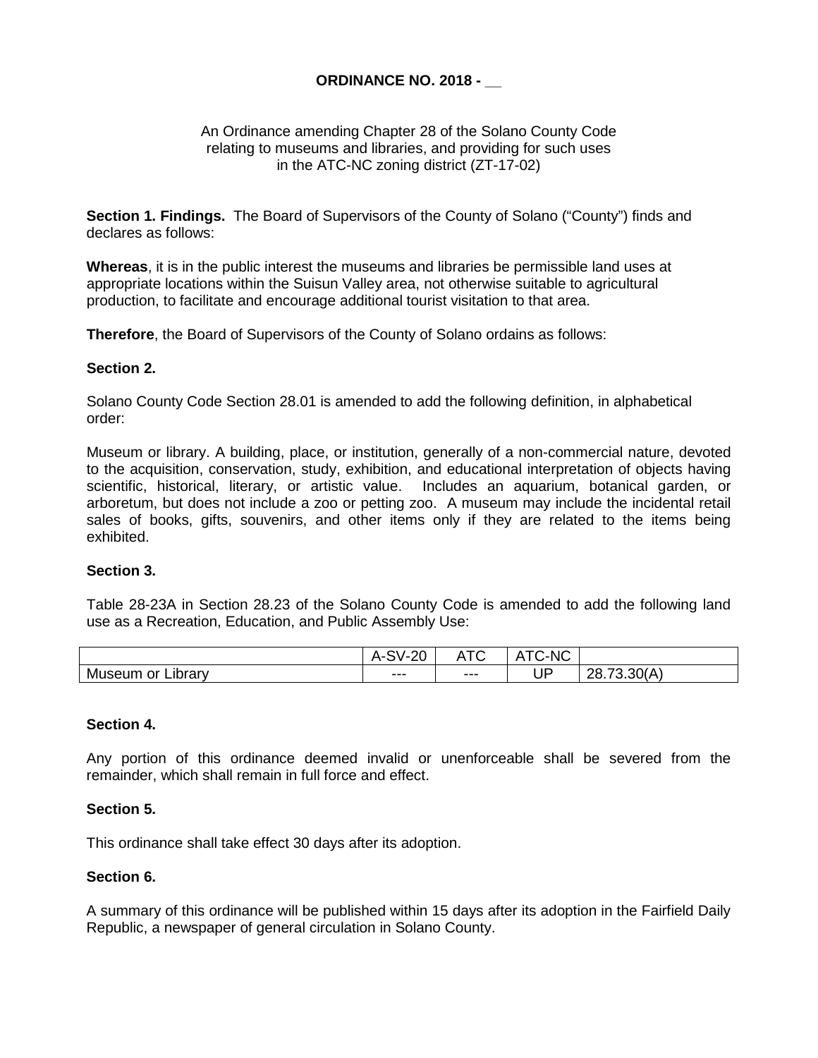**ORDINANCE NO. 2018 - __**

An Ordinance amending Chapter 28 of the Solano County Code relating to museums and libraries, and providing for such uses in the ATC-NC zoning district (ZT-17-02)

**Section 1. Findings.** The Board of Supervisors of the County of Solano ("County") finds and declares as follows:

**Whereas**, it is in the public interest the museums and libraries be permissible land uses at appropriate locations within the Suisun Valley area, not otherwise suitable to agricultural production, to facilitate and encourage additional tourist visitation to that area.

**Therefore**, the Board of Supervisors of the County of Solano ordains as follows:

**Section 2.**

Solano County Code Section 28.01 is amended to add the following definition, in alphabetical order:

Museum or library. A building, place, or institution, generally of a non-commercial nature, devoted to the acquisition, conservation, study, exhibition, and educational interpretation of objects having scientific, historical, literary, or artistic value. Includes an aquarium, botanical garden, or arboretum, but does not include a zoo or petting zoo. A museum may include the incidental retail sales of books, gifts, souvenirs, and other items only if they are related to the items being exhibited.

**Section 3.**

Table 28-23A in Section 28.23 of the Solano County Code is amended to add the following land use as a Recreation, Education, and Public Assembly Use:

| | A-SV-20 | ATC | ATC-NC | |
|---|---|---|---|---|
| Museum or Library | --- | --- | UP | 28.73.30(A) |

**Section 4.**

Any portion of this ordinance deemed invalid or unenforceable shall be severed from the remainder, which shall remain in full force and effect.

**Section 5.**

This ordinance shall take effect 30 days after its adoption.

**Section 6.**

A summary of this ordinance will be published within 15 days after its adoption in the Fairfield Daily Republic, a newspaper of general circulation in Solano County.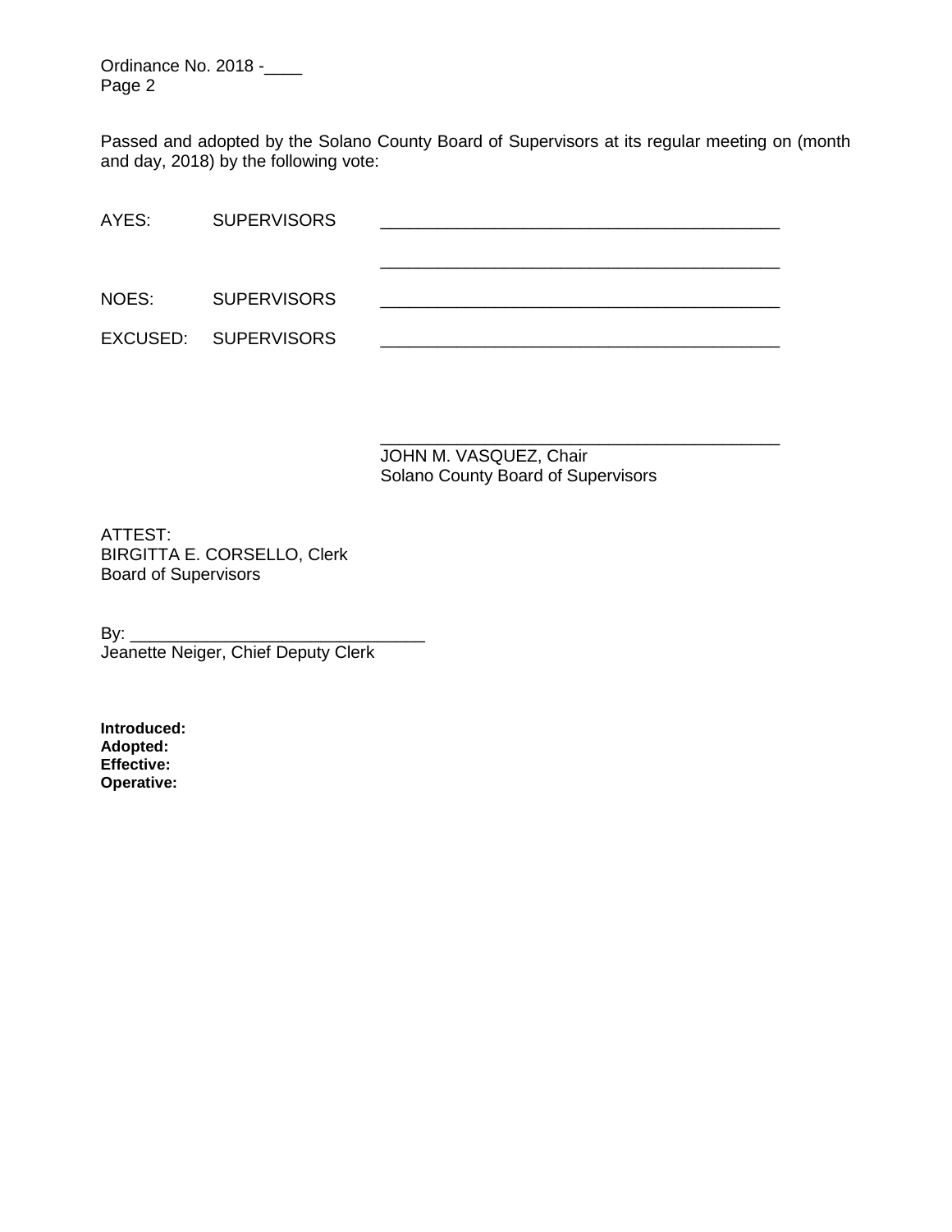Passed and adopted by the Solano County Board of Supervisors at its regular meeting on (month and day, 2018) by the following vote:

| | | |
|---|---|---|
| AYES: | SUPERVISORS | ___________________________________________ |
| | | ___________________________________________ |
| NOES: | SUPERVISORS | ___________________________________________ |
| EXCUSED: | SUPERVISORS | ___________________________________________ |

___________________________________________
JOHN M. VASQUEZ, Chair
Solano County Board of Supervisors

ATTEST:
BIRGITTA E. CORSELLO, Clerk
Board of Supervisors

By: _______________________________
Jeanette Neiger, Chief Deputy Clerk

**Introduced:**
**Adopted:**
**Effective:**
**Operative:**